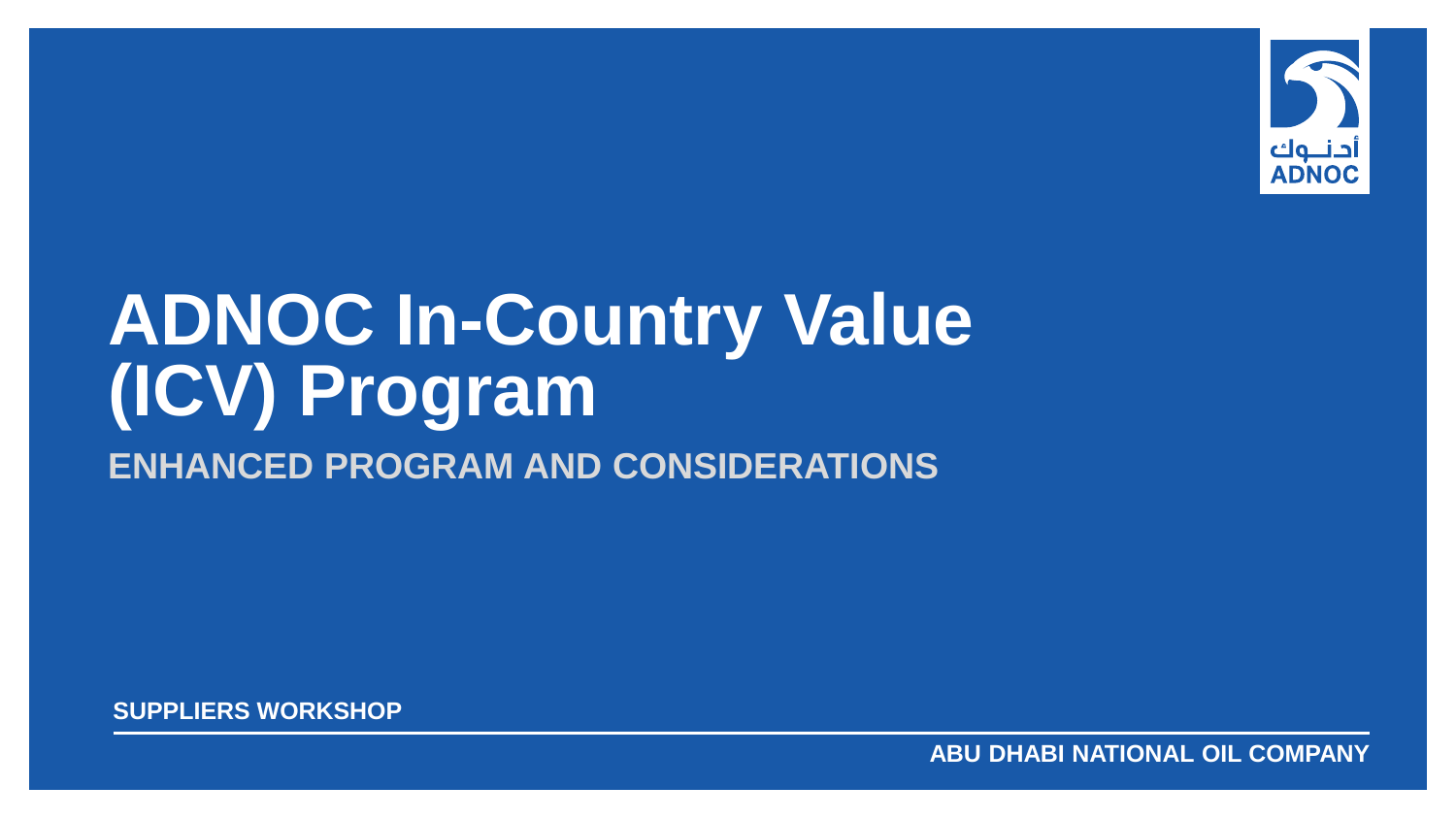# ADNOC In-Country Value (ICV) Program

## ENHANCED PROGRAM AND CONSIDERATIONS

SUPPLIERS WORKSHOP

ABU DHABI NATIONAL OIL COMPANY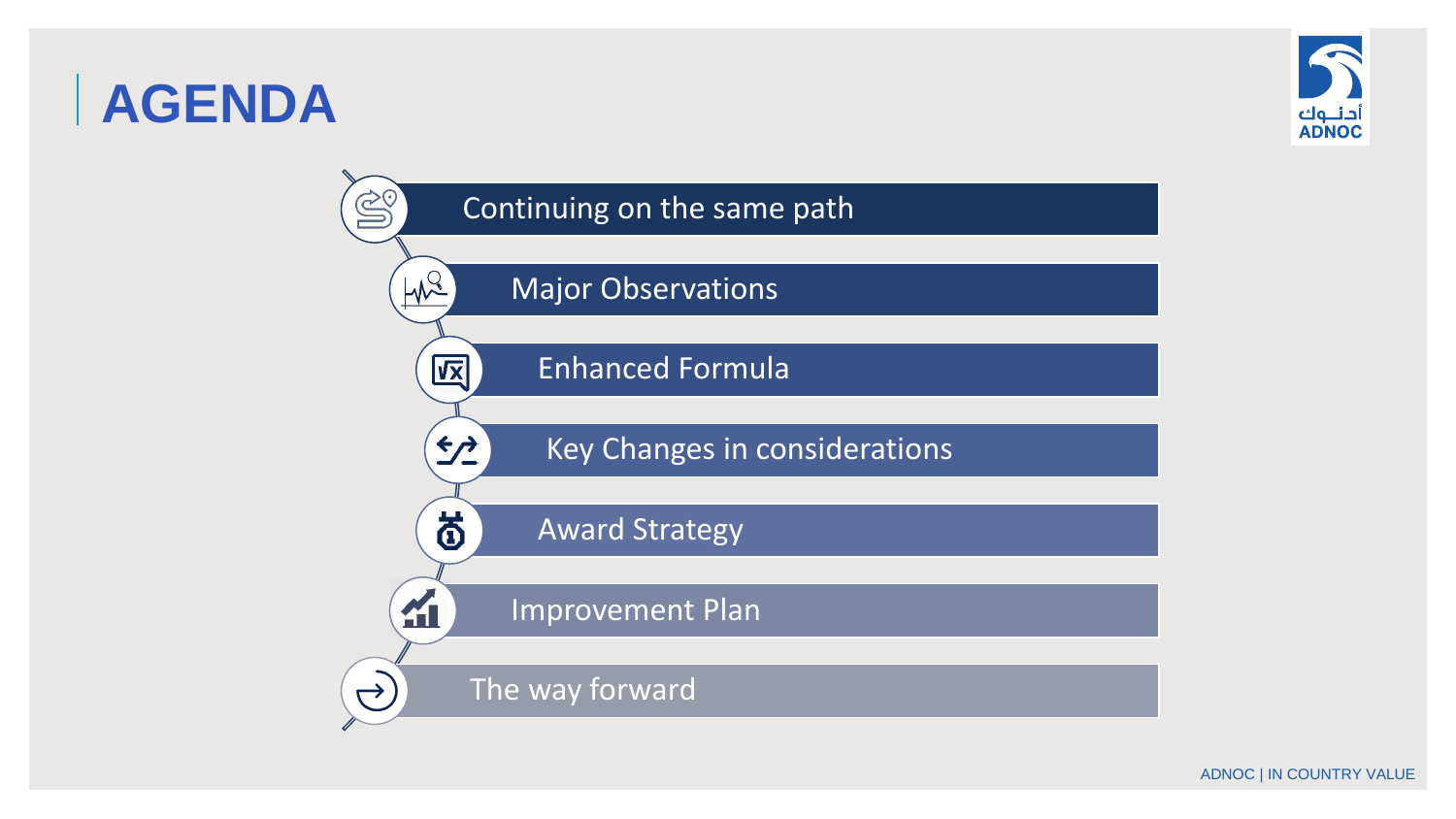# AGENDA

- Continuing on the same path
- Major Observations
- Enhanced Formula
- Key Changes in considerations
- Award Strategy
- Improvement Plan
- The way forward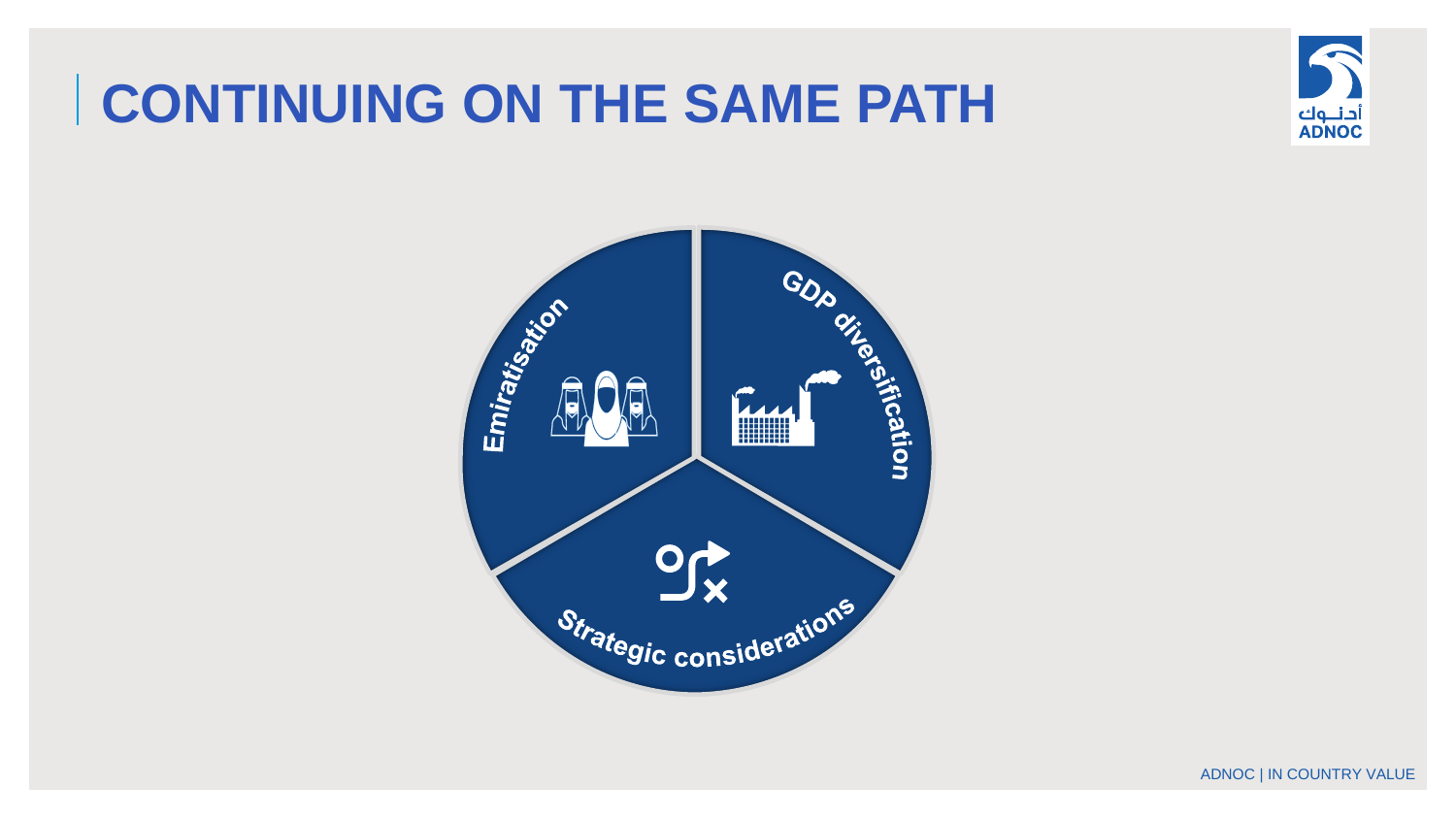# CONTINUING ON THE SAME PATH

- Emiratisation
- GDP diversification
- Strategic considerations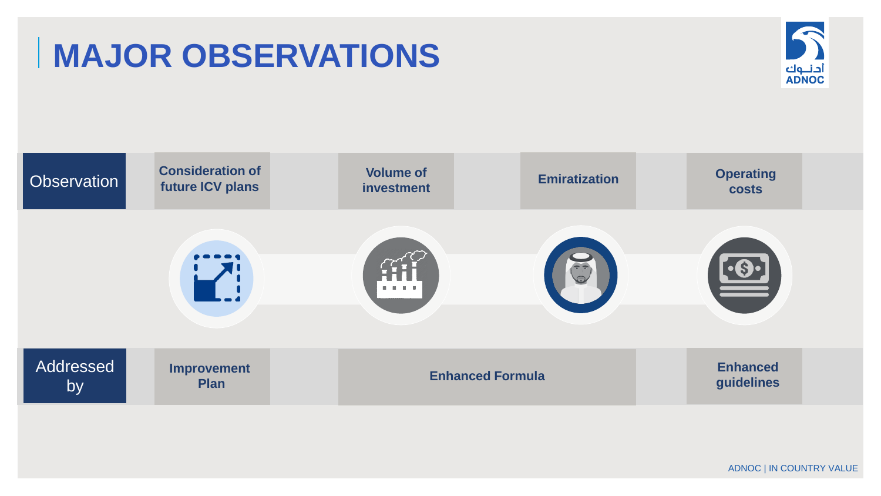# MAJOR OBSERVATIONS

| Observation | Consideration of future ICV plans | Volume of investment | Emiratization | Operating costs |
| --- | --- | --- | --- | --- |
| Addressed by | Improvement Plan | Enhanced Formula | | Enhanced guidelines |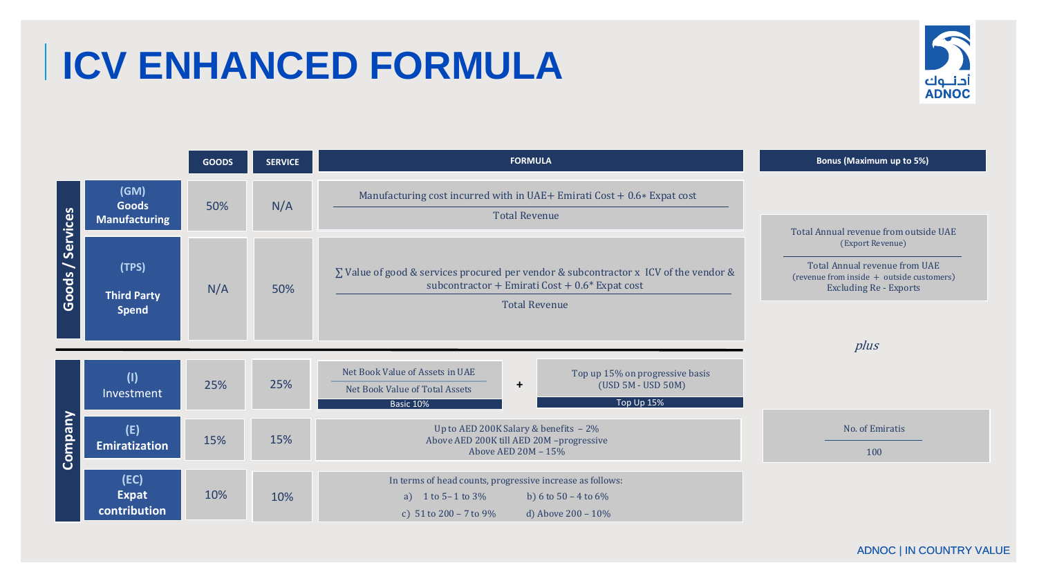# ICV ENHANCED FORMULA

| | | GOODS | SERVICE | FORMULA | Bonus (Maximum up to 5%) |
|---|---|---|---|---|---|
| Goods / Services | (GM) Goods Manufacturing | 50% | N/A | $\frac{\text{Manufacturing cost incurred with in UAE} + \text{Emirati Cost} + 0.6 * \text{Expat cost}}{\text{Total Revenue}}$ | $\frac{\text{Total Annual revenue from outside UAE (Export Revenue)}}{\text{Total Annual revenue from UAE (revenue from inside + outside customers) Excluding Re - Exports}}$ |
| | (TPS) Third Party Spend | N/A | 50% | $\frac{\sum \text{Value of good \& services procured per vendor \& subcontractor x ICV of the vendor \& subcontractor} + \text{Emirati Cost} + 0.6 * \text{Expat cost}}{\text{Total Revenue}}$ | *plus* |
| Company | (I) Investment | 25% | 25% | $\frac{\text{Net Book Value of Assets in UAE}}{\text{Net Book Value of Total Assets}}$ (Basic 10%) + Top up 15% on progressive basis (USD 5M - USD 50M) (Top Up 15%) | |
| | (E) Emiratization | 15% | 15% | Up to AED 200K Salary & benefits – 2%<br>Above AED 200K till AED 20M –progressive<br>Above AED 20M – 15% | $\frac{\text{No. of Emiratis}}{100}$ |
| | (EC) Expat contribution | 10% | 10% | In terms of head counts, progressive increase as follows:<br>a) 1 to 5– 1 to 3%<br>b) 6 to 50 – 4 to 6%<br>c) 51 to 200 – 7 to 9%<br>d) Above 200 – 10% | |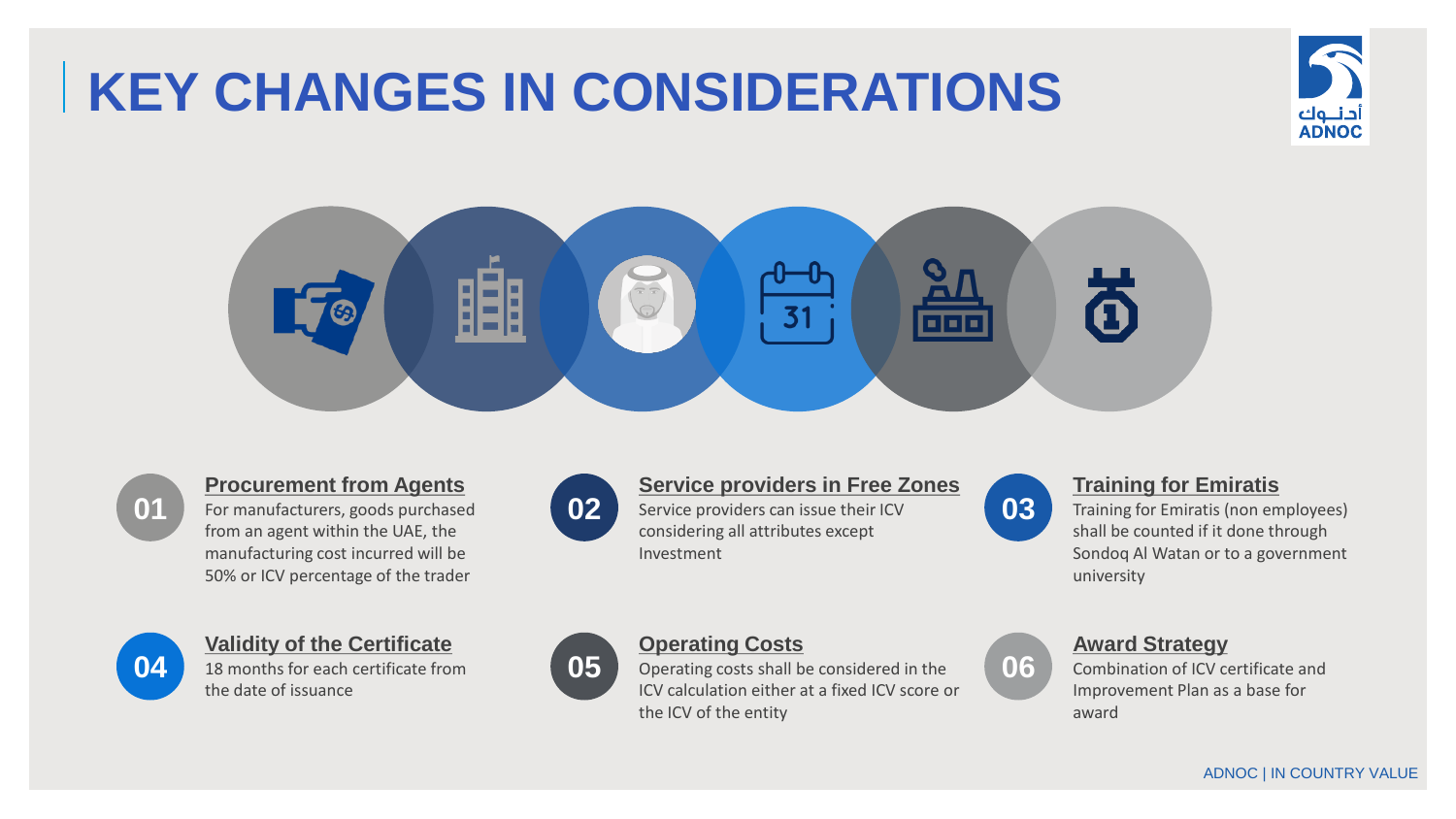# KEY CHANGES IN CONSIDERATIONS

### 01 Procurement from Agents

For manufacturers, goods purchased from an agent within the UAE, the manufacturing cost incurred will be 50% or ICV percentage of the trader

### 02 Service providers in Free Zones

Service providers can issue their ICV considering all attributes except Investment

### 03 Training for Emiratis

Training for Emiratis (non employees) shall be counted if it done through Sondoq Al Watan or to a government university

### 04 Validity of the Certificate

18 months for each certificate from the date of issuance

### 05 Operating Costs

Operating costs shall be considered in the ICV calculation either at a fixed ICV score or the ICV of the entity

### 06 Award Strategy

Combination of ICV certificate and Improvement Plan as a base for award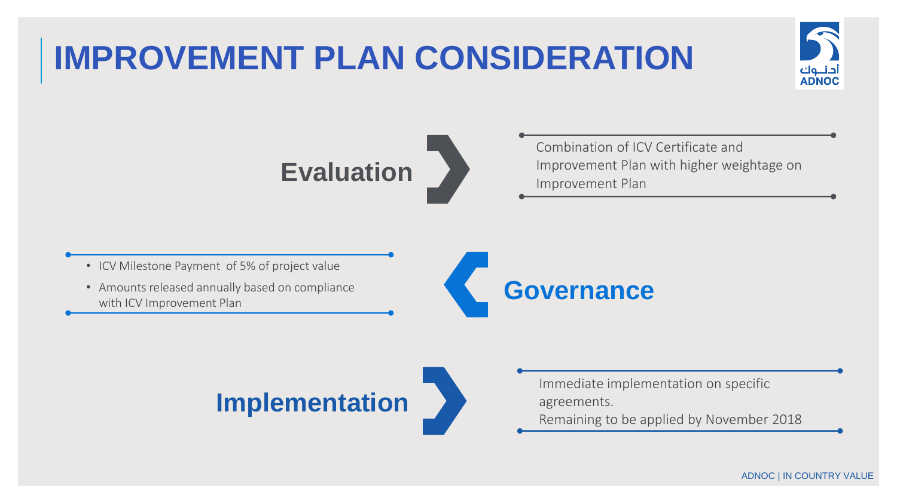# IMPROVEMENT PLAN CONSIDERATION

## Evaluation

Combination of ICV Certificate and Improvement Plan with higher weightage on Improvement Plan

## Governance

- ICV Milestone Payment of 5% of project value
- Amounts released annually based on compliance with ICV Improvement Plan

## Implementation

Immediate implementation on specific agreements.
Remaining to be applied by November 2018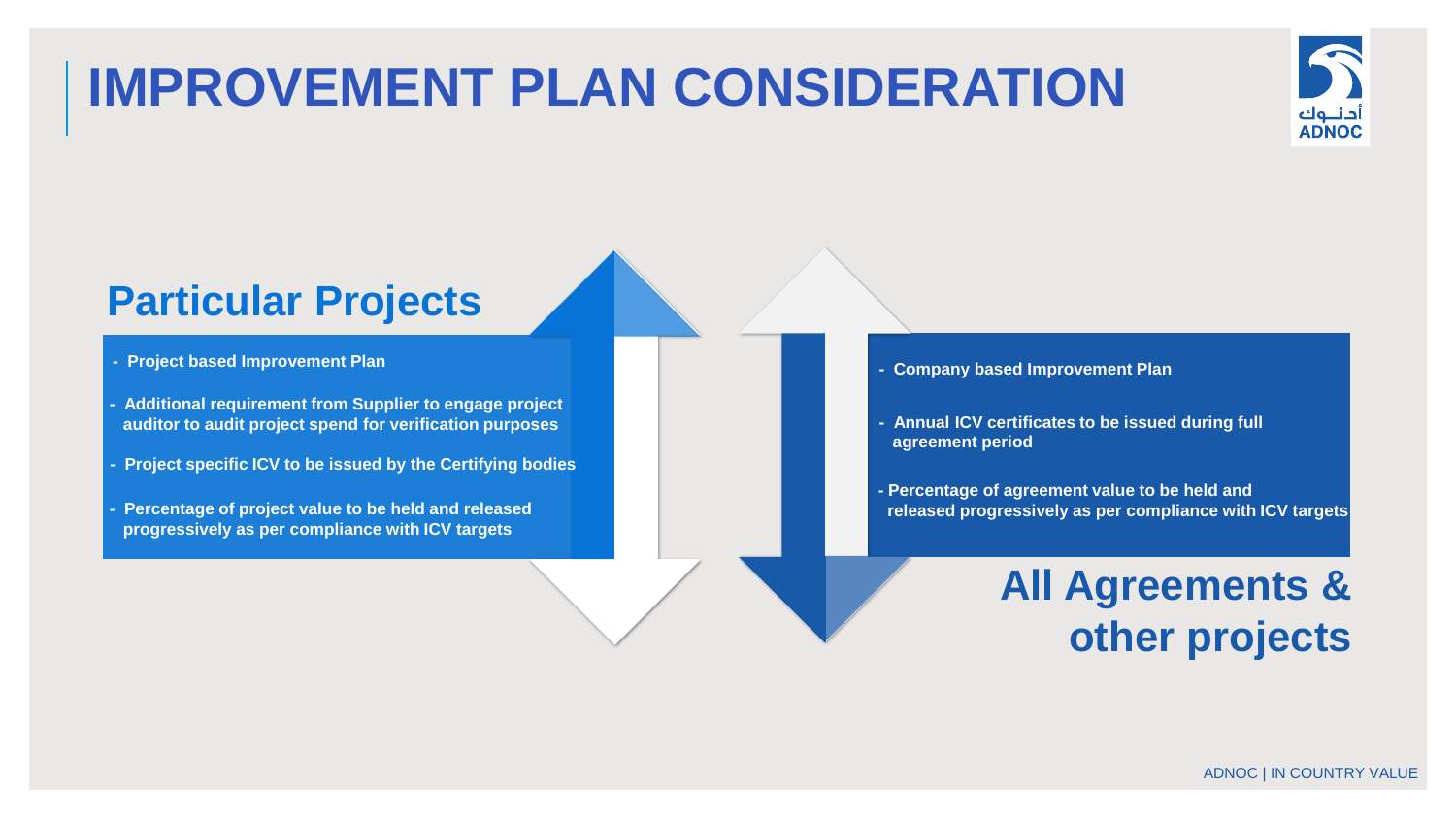# IMPROVEMENT PLAN CONSIDERATION

## Particular Projects

- Project based Improvement Plan
- Additional requirement from Supplier to engage project auditor to audit project spend for verification purposes
- Project specific ICV to be issued by the Certifying bodies
- Percentage of project value to be held and released progressively as per compliance with ICV targets

## All Agreements & other projects

- Company based Improvement Plan
- Annual ICV certificates to be issued during full agreement period
- Percentage of agreement value to be held and released progressively as per compliance with ICV targets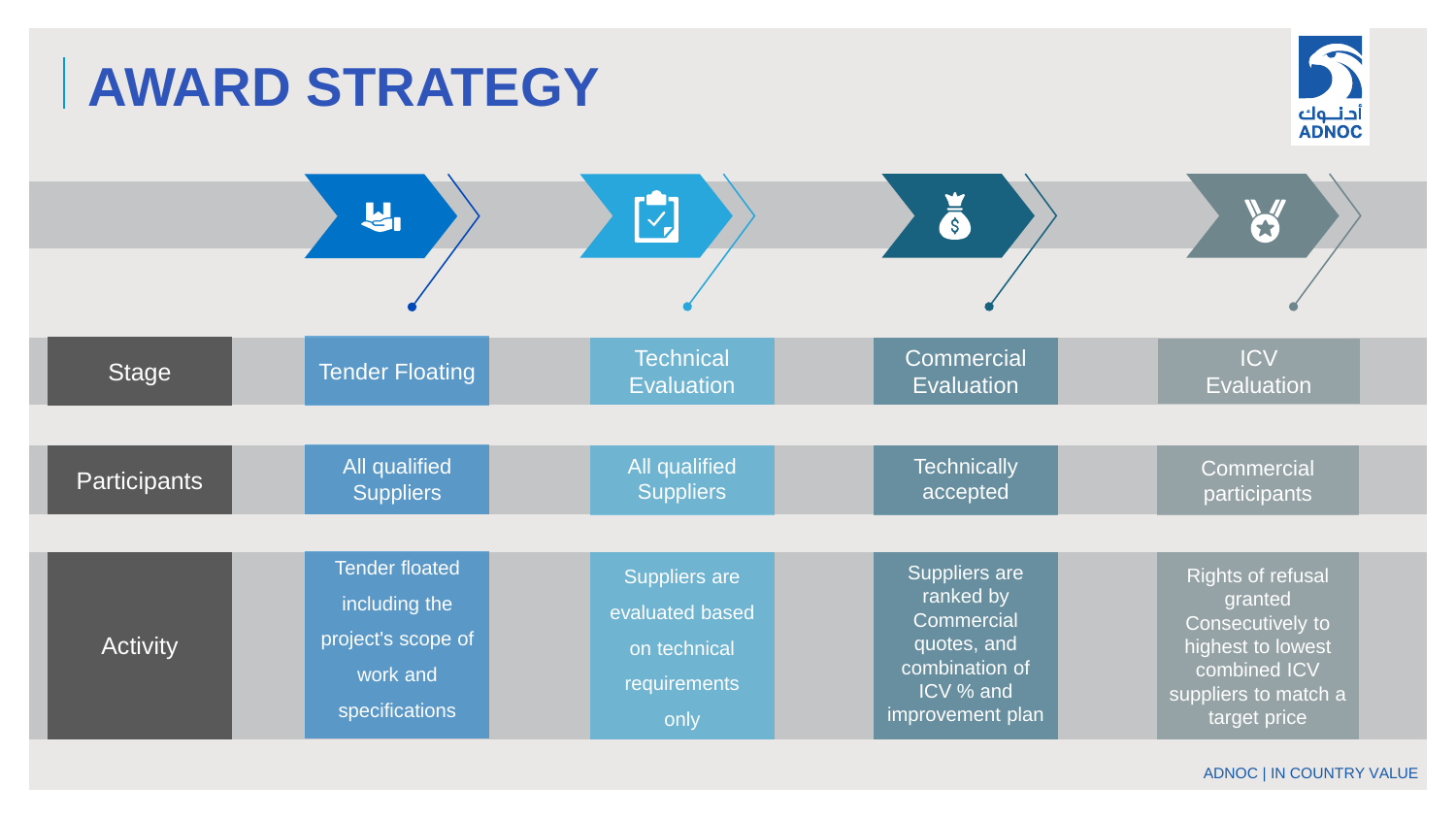# AWARD STRATEGY

| Stage | Tender Floating | Technical Evaluation | Commercial Evaluation | ICV Evaluation |
|---|---|---|---|---|
| Participants | All qualified Suppliers | All qualified Suppliers | Technically accepted | Commercial participants |
| Activity | Tender floated including the project's scope of work and specifications | Suppliers are evaluated based on technical requirements only | Suppliers are ranked by Commercial quotes, and combination of ICV % and improvement plan | Rights of refusal granted Consecutively to highest to lowest combined ICV suppliers to match a target price |

ADNOC | IN COUNTRY VALUE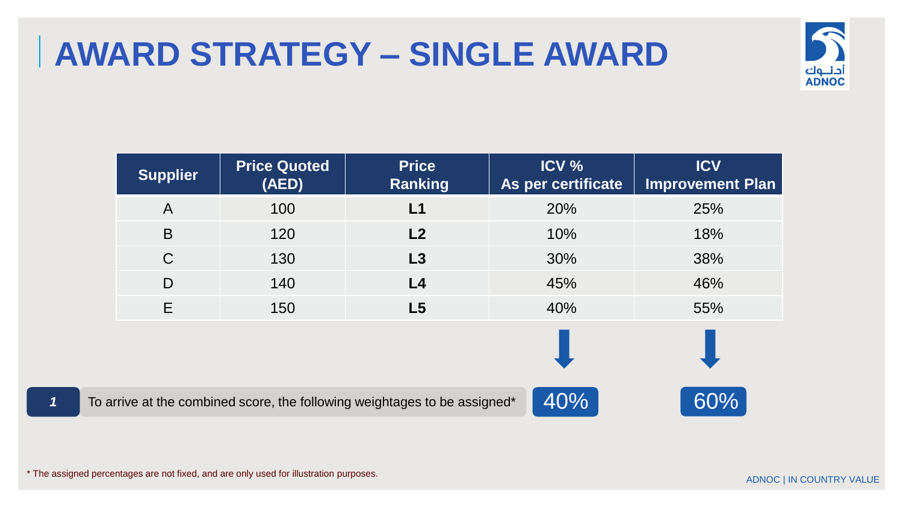# AWARD STRATEGY – SINGLE AWARD

| Supplier | Price Quoted (AED) | Price Ranking | ICV % As per certificate | ICV Improvement Plan |
|---|---|---|---|---|
| A | 100 | **L1** | 20% | 25% |
| B | 120 | **L2** | 10% | 18% |
| C | 130 | **L3** | 30% | 38% |
| D | 140 | **L4** | 45% | 46% |
| E | 150 | **L5** | 40% | 55% |

*1* To arrive at the combined score, the following weightages to be assigned* — ICV % As per certificate: 40% | ICV Improvement Plan: 60%

* The assigned percentages are not fixed, and are only used for illustration purposes.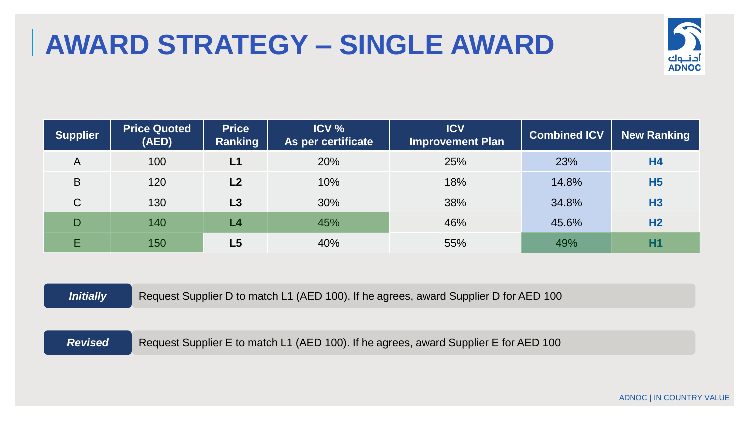# AWARD STRATEGY – SINGLE AWARD

| Supplier | Price Quoted (AED) | Price Ranking | ICV % As per certificate | ICV Improvement Plan | Combined ICV | New Ranking |
|---|---|---|---|---|---|---|
| A | 100 | **L1** | 20% | 25% | 23% | **H4** |
| B | 120 | **L2** | 10% | 18% | 14.8% | **H5** |
| C | 130 | **L3** | 30% | 38% | 34.8% | **H3** |
| D | 140 | **L4** | 45% | 46% | 45.6% | **H2** |
| E | 150 | **L5** | 40% | 55% | 49% | **H1** |

***Initially*** Request Supplier D to match L1 (AED 100). If he agrees, award Supplier D for AED 100

***Revised*** Request Supplier E to match L1 (AED 100). If he agrees, award Supplier E for AED 100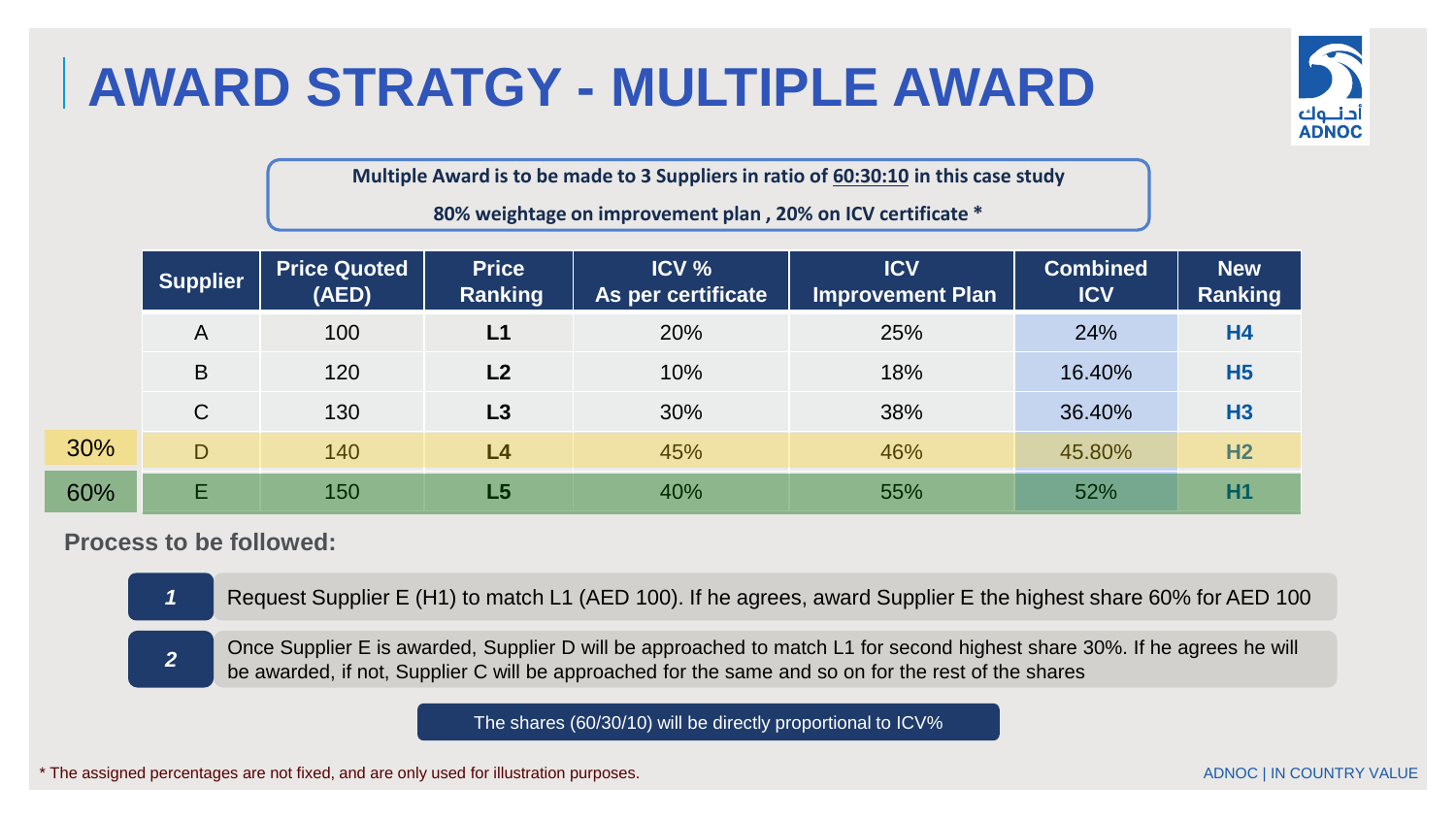# AWARD STRATGY - MULTIPLE AWARD

**Multiple Award is to be made to 3 Suppliers in ratio of 60:30:10 in this case study**

**80% weightage on improvement plan , 20% on ICV certificate ***

| | Supplier | Price Quoted (AED) | Price Ranking | ICV % As per certificate | ICV Improvement Plan | Combined ICV | New Ranking |
|---|---|---|---|---|---|---|---|
| | A | 100 | **L1** | 20% | 25% | 24% | **H4** |
| | B | 120 | **L2** | 10% | 18% | 16.40% | **H5** |
| | C | 130 | **L3** | 30% | 38% | 36.40% | **H3** |
| 30% | D | 140 | **L4** | 45% | 46% | 45.80% | **H2** |
| 60% | E | 150 | **L5** | 40% | 55% | 52% | **H1** |

**Process to be followed:**

1. Request Supplier E (H1) to match L1 (AED 100). If he agrees, award Supplier E the highest share 60% for AED 100
2. Once Supplier E is awarded, Supplier D will be approached to match L1 for second highest share 30%. If he agrees he will be awarded, if not, Supplier C will be approached for the same and so on for the rest of the shares

The shares (60/30/10) will be directly proportional to ICV%

* The assigned percentages are not fixed, and are only used for illustration purposes.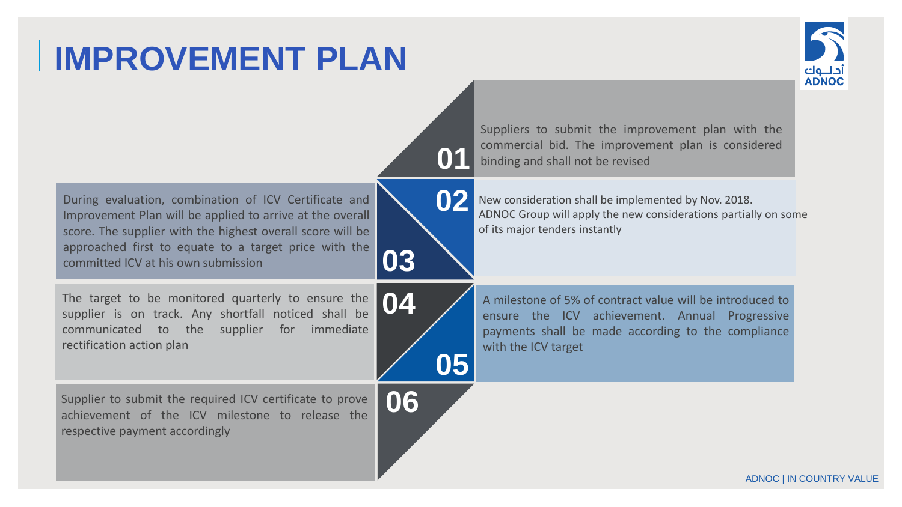# IMPROVEMENT PLAN

**01** Suppliers to submit the improvement plan with the commercial bid. The improvement plan is considered binding and shall not be revised

**02** New consideration shall be implemented by Nov. 2018. ADNOC Group will apply the new considerations partially on some of its major tenders instantly

**03** During evaluation, combination of ICV Certificate and Improvement Plan will be applied to arrive at the overall score. The supplier with the highest overall score will be approached first to equate to a target price with the committed ICV at his own submission

**04** The target to be monitored quarterly to ensure the supplier is on track. Any shortfall noticed shall be communicated to the supplier for immediate rectification action plan

**05** A milestone of 5% of contract value will be introduced to ensure the ICV achievement. Annual Progressive payments shall be made according to the compliance with the ICV target

**06** Supplier to submit the required ICV certificate to prove achievement of the ICV milestone to release the respective payment accordingly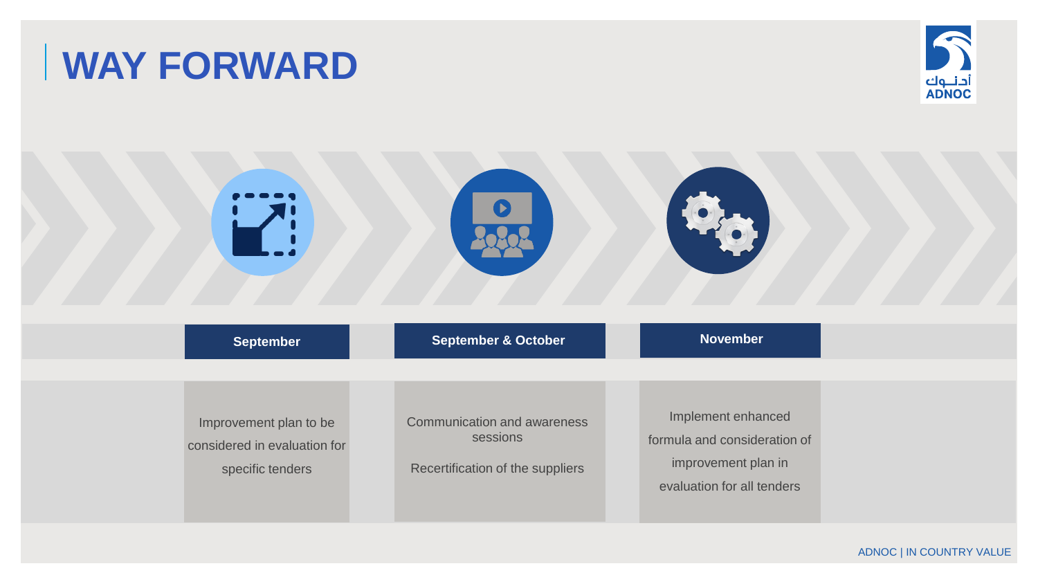# WAY FORWARD

| September | September & October | November |
|---|---|---|
| Improvement plan to be considered in evaluation for specific tenders | Communication and awareness sessions<br><br>Recertification of the suppliers | Implement enhanced formula and consideration of improvement plan in evaluation for all tenders |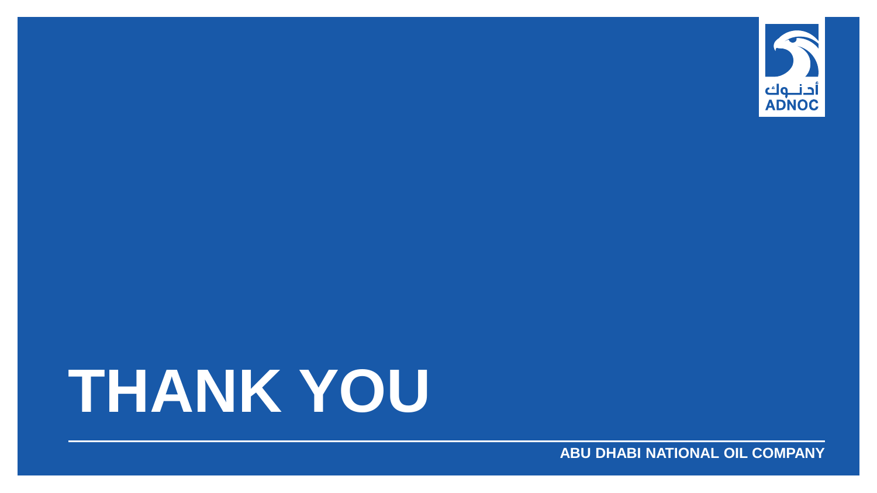أدنــوك
ADNOC

# THANK YOU

ABU DHABI NATIONAL OIL COMPANY